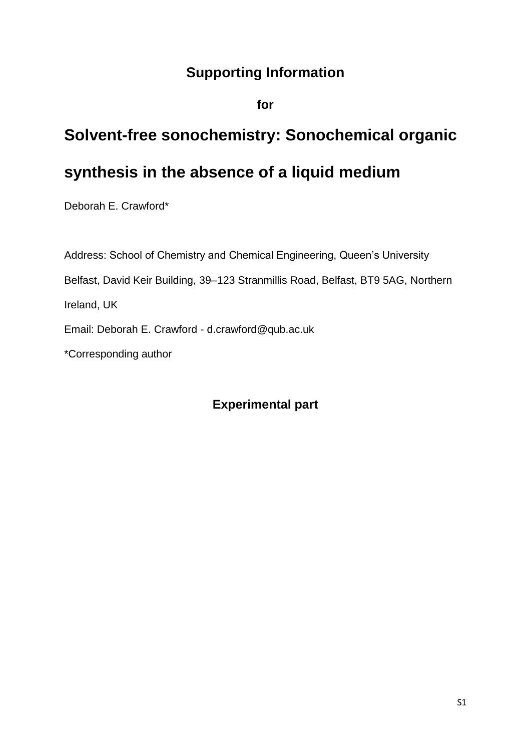**Supporting Information**

**for**

# Solvent-free sonochemistry: Sonochemical organic synthesis in the absence of a liquid medium

Deborah E. Crawford*

Address: School of Chemistry and Chemical Engineering, Queen's University Belfast, David Keir Building, 39–123 Stranmillis Road, Belfast, BT9 5AG, Northern Ireland, UK

Email: Deborah E. Crawford - d.crawford@qub.ac.uk

*Corresponding author

## Experimental part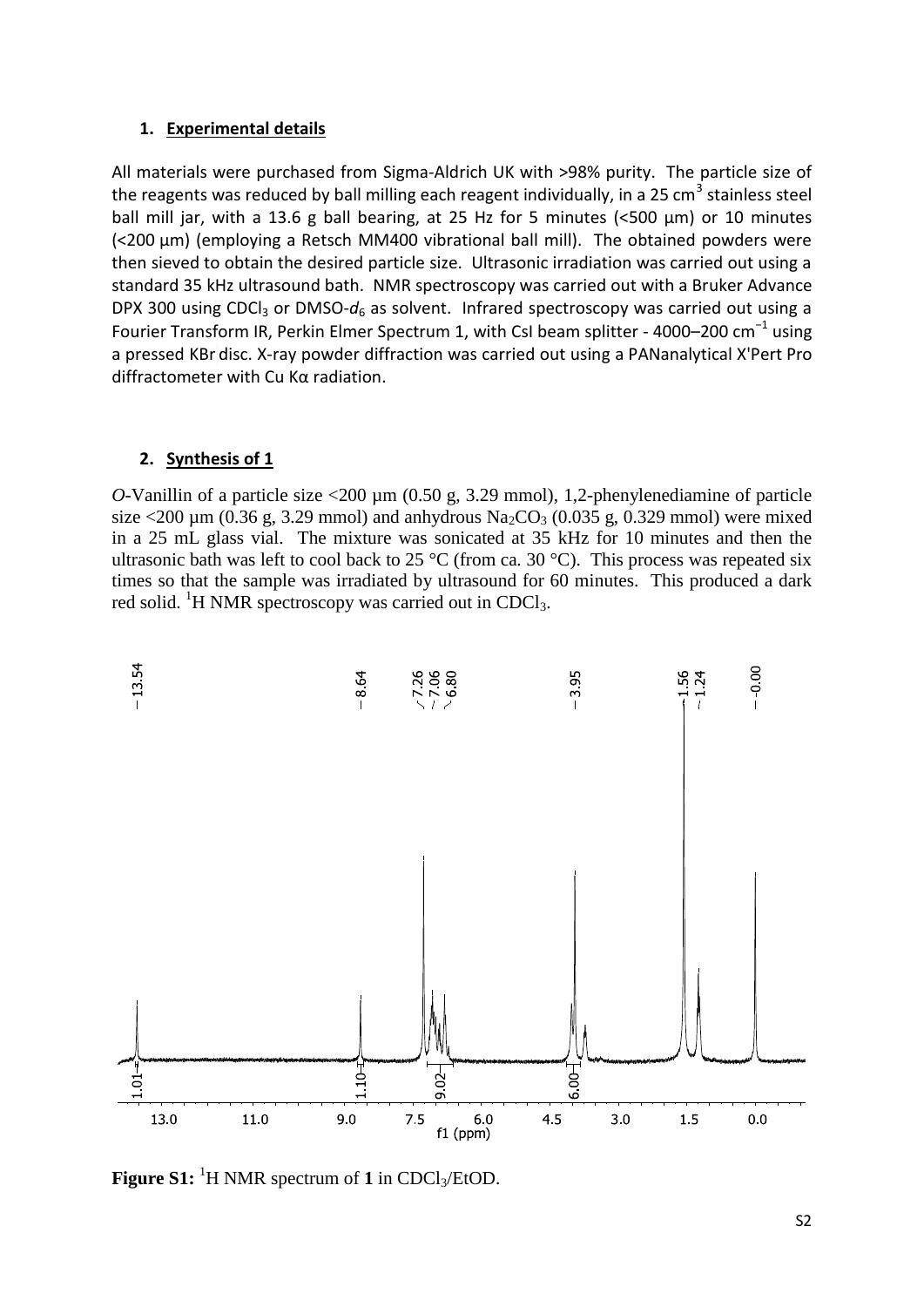## 1. Experimental details

All materials were purchased from Sigma-Aldrich UK with >98% purity. The particle size of the reagents was reduced by ball milling each reagent individually, in a 25 $cm^3$ stainless steel ball mill jar, with a 13.6 g ball bearing, at 25 Hz for 5 minutes (<500 µm) or 10 minutes (<200 µm) (employing a Retsch MM400 vibrational ball mill). The obtained powders were then sieved to obtain the desired particle size. Ultrasonic irradiation was carried out using a standard 35 kHz ultrasound bath. NMR spectroscopy was carried out with a Bruker Advance DPX 300 using $CDCl_3$ or DMSO-$d_6$ as solvent. Infrared spectroscopy was carried out using a Fourier Transform IR, Perkin Elmer Spectrum 1, with CsI beam splitter - 4000–200 $cm^{-1}$ using a pressed KBr disc. X-ray powder diffraction was carried out using a PANanalytical X'Pert Pro diffractometer with Cu Kα radiation.

## 2. Synthesis of 1

*O*-Vanillin of a particle size <200 µm (0.50 g, 3.29 mmol), 1,2-phenylenediamine of particle size <200 µm (0.36 g, 3.29 mmol) and anhydrous $Na_2CO_3$ (0.035 g, 0.329 mmol) were mixed in a 25 mL glass vial. The mixture was sonicated at 35 kHz for 10 minutes and then the ultrasonic bath was left to cool back to 25 °C (from ca. 30 °C). This process was repeated six times so that the sample was irradiated by ultrasound for 60 minutes. This produced a dark red solid. $^1$H NMR spectroscopy was carried out in $CDCl_3$.

13.54
8.64
7.26
7.06
6.80
3.95
1.56
1.24
0.00
1.01
1.10
9.02
6.00
13.0 11.0 9.0 7.5 6.0 4.5 3.0 1.5 0.0
f1 (ppm)

**Figure S1:** $^1$H NMR spectrum of **1** in $CDCl_3$/EtOD.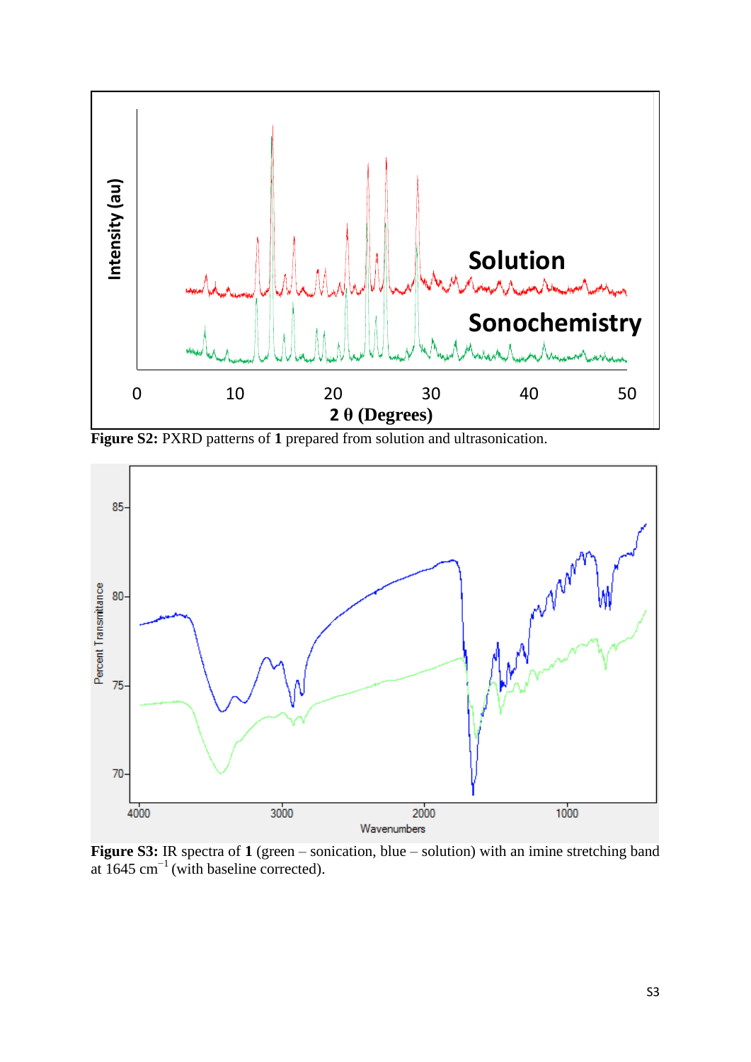Intensity (au)

Solution

Sonochemistry

0 10 20 30 40 50

2 θ (Degrees)

**Figure S2:** PXRD patterns of **1** prepared from solution and ultrasonication.

Percent Transmittance

85

80

75

70

4000 3000 2000 1000

Wavenumbers

**Figure S3:** IR spectra of **1** (green – sonication, blue – solution) with an imine stretching band at 1645 $cm^{-1}$ (with baseline corrected).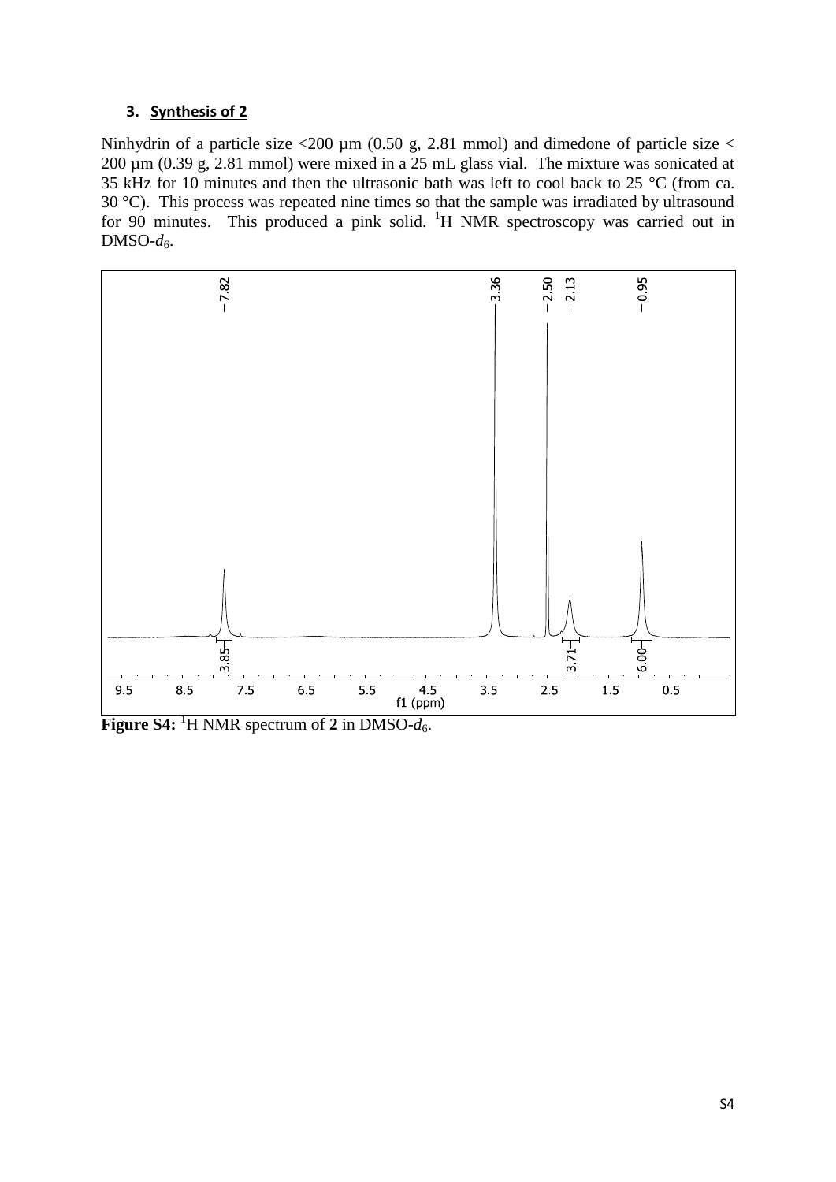### 3. Synthesis of 2

Ninhydrin of a particle size <200 µm (0.50 g, 2.81 mmol) and dimedone of particle size < 200 µm (0.39 g, 2.81 mmol) were mixed in a 25 mL glass vial. The mixture was sonicated at 35 kHz for 10 minutes and then the ultrasonic bath was left to cool back to 25 °C (from ca. 30 °C). This process was repeated nine times so that the sample was irradiated by ultrasound for 90 minutes. This produced a pink solid. $^{1}H$ NMR spectroscopy was carried out in DMSO-$d_6$.

7.82
3.36
2.50
2.13
0.95
3.85
3.71
6.00
9.5 8.5 7.5 6.5 5.5 4.5 3.5 2.5 1.5 0.5
f1 (ppm)

**Figure S4:** $^{1}H$ NMR spectrum of **2** in DMSO-$d_6$.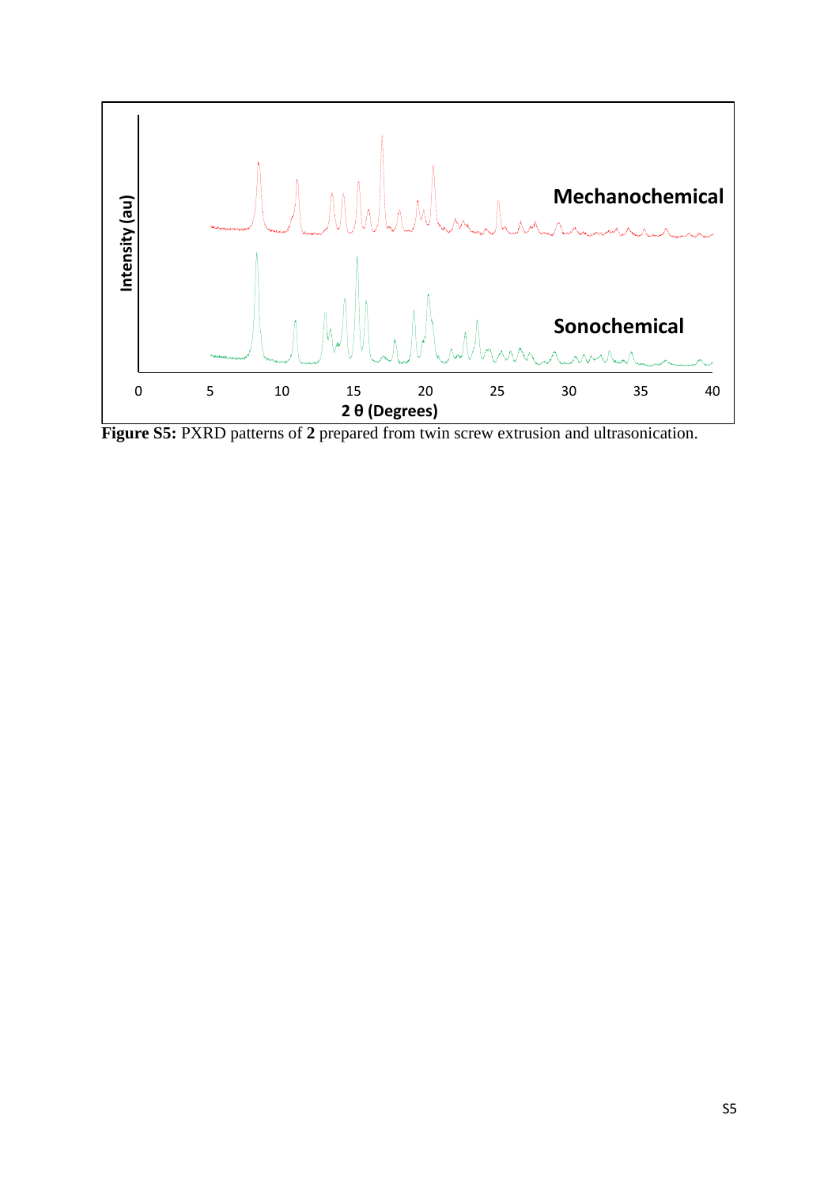Intensity (au)

Mechanochemical

Sonochemical

0
5
10
15
20
25
30
35
40

2 θ (Degrees)

**Figure S5:** PXRD patterns of **2** prepared from twin screw extrusion and ultrasonication.